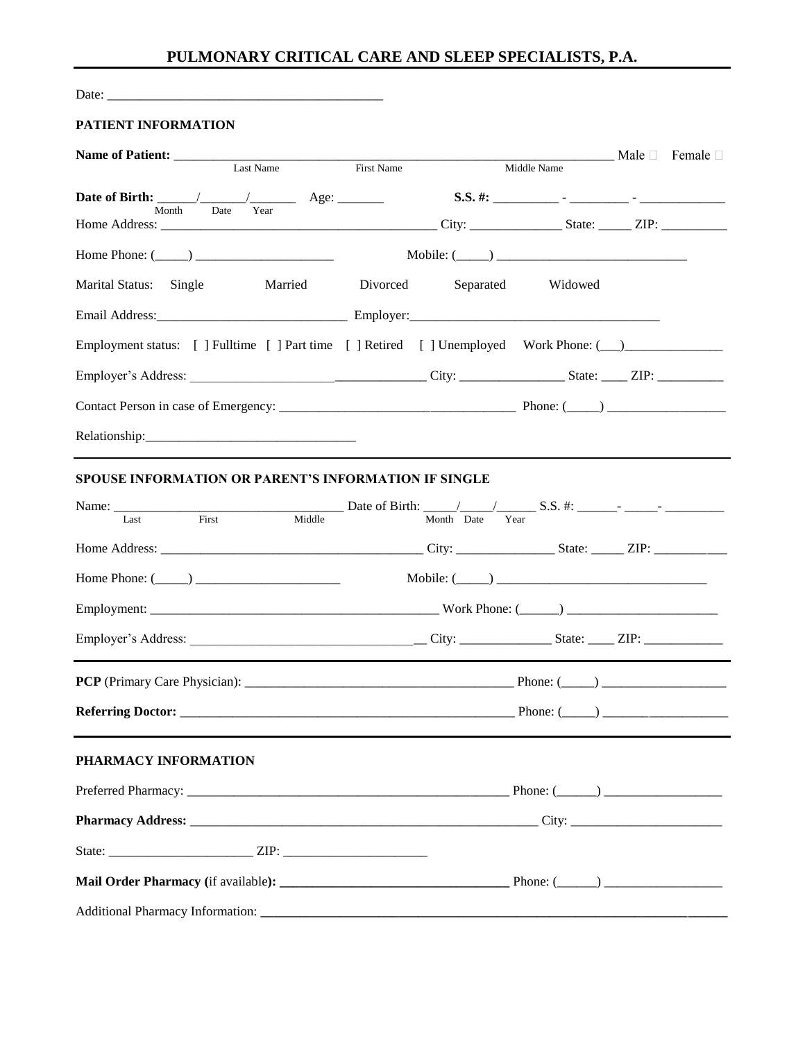# PULMONARY CRITICAL CARE AND SLEEP SPECIALISTS, P.A.

Date: ___________________________________________

## PATIENT INFORMATION

**Name of Patient:** ______________________________________________________________________ Male ☐ Female ☐
Last Name First Name Middle Name

**Date of Birth:** ______/_______/_______ Age: _______ **S.S. #:** __________ - _________ - _____________
Month Date Year

Home Address: _________________________________________ City: ______________ State: _____ ZIP: __________

Home Phone: (_____) _____________________ Mobile: (_____) ____________________________

Marital Status: Single Married Divorced Separated Widowed

Email Address:____________________________ Employer:_____________________________________

Employment status: [ ] Fulltime [ ] Part time [ ] Retired [ ] Unemployed Work Phone: (___)______________

Employer's Address: ____________________________________ City: ________________ State: ____ ZIP: __________

Contact Person in case of Emergency: ____________________________________ Phone: (_____) __________________

Relationship:________________________________

## SPOUSE INFORMATION OR PARENT'S INFORMATION IF SINGLE

Name: __________________________________ Date of Birth: _____/_____/______ S.S. #: ______- _____- _________
Last First Middle Month Date Year

Home Address: ________________________________________ City: _______________ State: _____ ZIP: ___________

Home Phone: (_____) ______________________ Mobile: (_____) ________________________________

Employment: _____________________________________________ Work Phone: (______) _______________________

Employer's Address: ___________________________________ City: ______________ State: ____ ZIP: ____________

**PCP** (Primary Care Physician): ________________________________________ Phone: (_____) __________________

**Referring Doctor:** ___________________________________________________ Phone: (_____) ___________________

## PHARMACY INFORMATION

Preferred Pharmacy: __________________________________________________ Phone: (______) _________________

**Pharmacy Address:** ______________________________________________________ City: ______________________

State: ______________________ ZIP: ______________________

**Mail Order Pharmacy (**if available**): ___________________________________** Phone: (______) _________________

Additional Pharmacy Information: **________________________________________________________________________**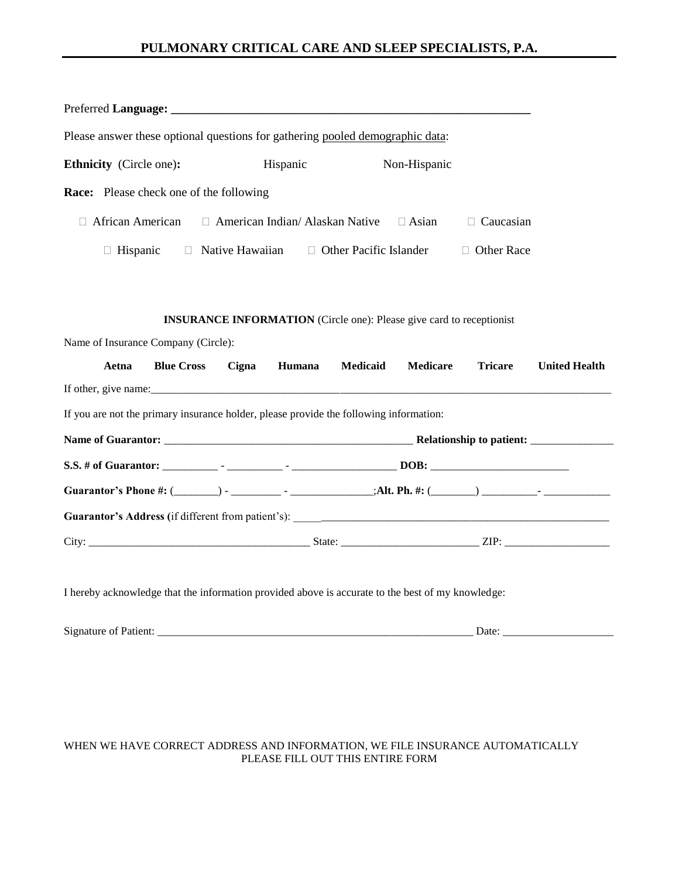## PULMONARY CRITICAL CARE AND SLEEP SPECIALISTS, P.A.

Preferred **Language: ___________________________________________________________**

Please answer these optional questions for gathering pooled demographic data:

**Ethnicity** (Circle one)**:** Hispanic Non-Hispanic

**Race:** Please check one of the following

□ African American □ American Indian/ Alaskan Native □ Asian □ Caucasian

□ Hispanic □ Native Hawaiian □ Other Pacific Islander □ Other Race

**INSURANCE INFORMATION** (Circle one): Please give card to receptionist

Name of Insurance Company (Circle):

**Aetna** **Blue Cross** **Cigna** **Humana** **Medicaid** **Medicare** **Tricare** **United Health**

If other, give name:_______________________________________________________________________________________

If you are not the primary insurance holder, please provide the following information:

**Name of Guarantor:** ______________________________________________ **Relationship to patient:** _______________

**S.S. # of Guarantor:** __________ - __________ - ___________________ **DOB:** _________________________

**Guarantor's Phone #:** (________) - _________ - _______________;**Alt. Ph. #:** (________) __________- ____________

**Guarantor's Address (**if different from patient's): ______________________________________________________________

City: _______________________________________ State: _________________________ ZIP: ___________________

I hereby acknowledge that the information provided above is accurate to the best of my knowledge:

Signature of Patient: ___________________________________________________________ Date: ____________________

WHEN WE HAVE CORRECT ADDRESS AND INFORMATION, WE FILE INSURANCE AUTOMATICALLY
PLEASE FILL OUT THIS ENTIRE FORM